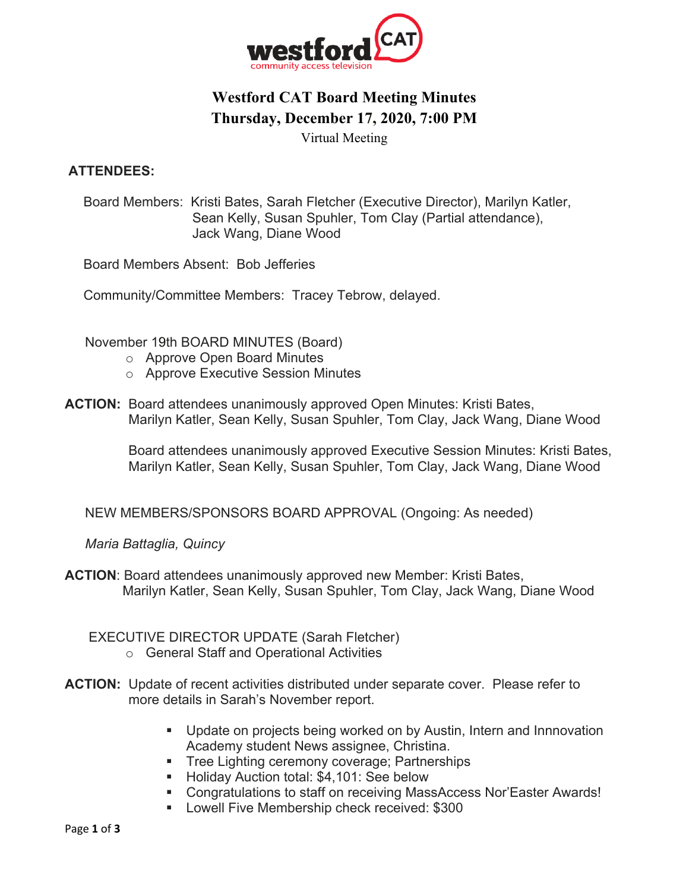westford CAT
community access television

# Westford CAT Board Meeting Minutes
## Thursday, December 17, 2020, 7:00 PM

Virtual Meeting

**ATTENDEES:**

Board Members: Kristi Bates, Sarah Fletcher (Executive Director), Marilyn Katler, Sean Kelly, Susan Spuhler, Tom Clay (Partial attendance), Jack Wang, Diane Wood

Board Members Absent: Bob Jefferies

Community/Committee Members: Tracey Tebrow, delayed.

November 19th BOARD MINUTES (Board)

- Approve Open Board Minutes
- Approve Executive Session Minutes

**ACTION:** Board attendees unanimously approved Open Minutes: Kristi Bates, Marilyn Katler, Sean Kelly, Susan Spuhler, Tom Clay, Jack Wang, Diane Wood

Board attendees unanimously approved Executive Session Minutes: Kristi Bates, Marilyn Katler, Sean Kelly, Susan Spuhler, Tom Clay, Jack Wang, Diane Wood

NEW MEMBERS/SPONSORS BOARD APPROVAL (Ongoing: As needed)

*Maria Battaglia, Quincy*

**ACTION**: Board attendees unanimously approved new Member: Kristi Bates, Marilyn Katler, Sean Kelly, Susan Spuhler, Tom Clay, Jack Wang, Diane Wood

EXECUTIVE DIRECTOR UPDATE (Sarah Fletcher)

- General Staff and Operational Activities

**ACTION:** Update of recent activities distributed under separate cover. Please refer to more details in Sarah's November report.

- Update on projects being worked on by Austin, Intern and Innnovation Academy student News assignee, Christina.
- Tree Lighting ceremony coverage; Partnerships
- Holiday Auction total: $4,101: See below
- Congratulations to staff on receiving MassAccess Nor'Easter Awards!
- Lowell Five Membership check received: $300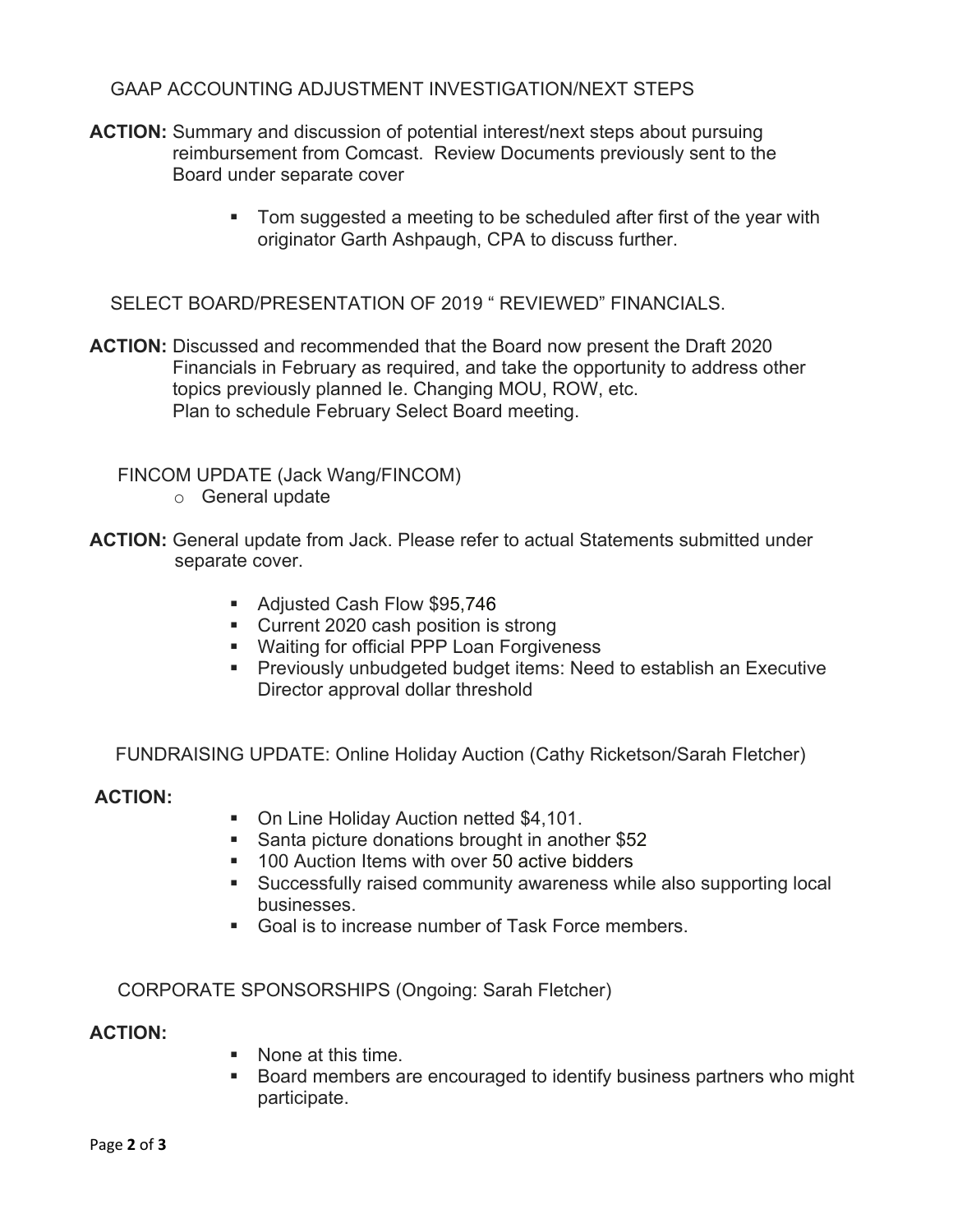GAAP ACCOUNTING ADJUSTMENT INVESTIGATION/NEXT STEPS

**ACTION:** Summary and discussion of potential interest/next steps about pursuing reimbursement from Comcast. Review Documents previously sent to the Board under separate cover

- Tom suggested a meeting to be scheduled after first of the year with originator Garth Ashpaugh, CPA to discuss further.

SELECT BOARD/PRESENTATION OF 2019 " REVIEWED" FINANCIALS.

**ACTION:** Discussed and recommended that the Board now present the Draft 2020 Financials in February as required, and take the opportunity to address other topics previously planned Ie. Changing MOU, ROW, etc.
Plan to schedule February Select Board meeting.

FINCOM UPDATE (Jack Wang/FINCOM)

- General update

**ACTION:** General update from Jack. Please refer to actual Statements submitted under separate cover.

- Adjusted Cash Flow $95,746
- Current 2020 cash position is strong
- Waiting for official PPP Loan Forgiveness
- Previously unbudgeted budget items: Need to establish an Executive Director approval dollar threshold

FUNDRAISING UPDATE: Online Holiday Auction (Cathy Ricketson/Sarah Fletcher)

**ACTION:**

- On Line Holiday Auction netted $4,101.
- Santa picture donations brought in another $52
- 100 Auction Items with over 50 active bidders
- Successfully raised community awareness while also supporting local businesses.
- Goal is to increase number of Task Force members.

CORPORATE SPONSORSHIPS (Ongoing: Sarah Fletcher)

**ACTION:**

- None at this time.
- Board members are encouraged to identify business partners who might participate.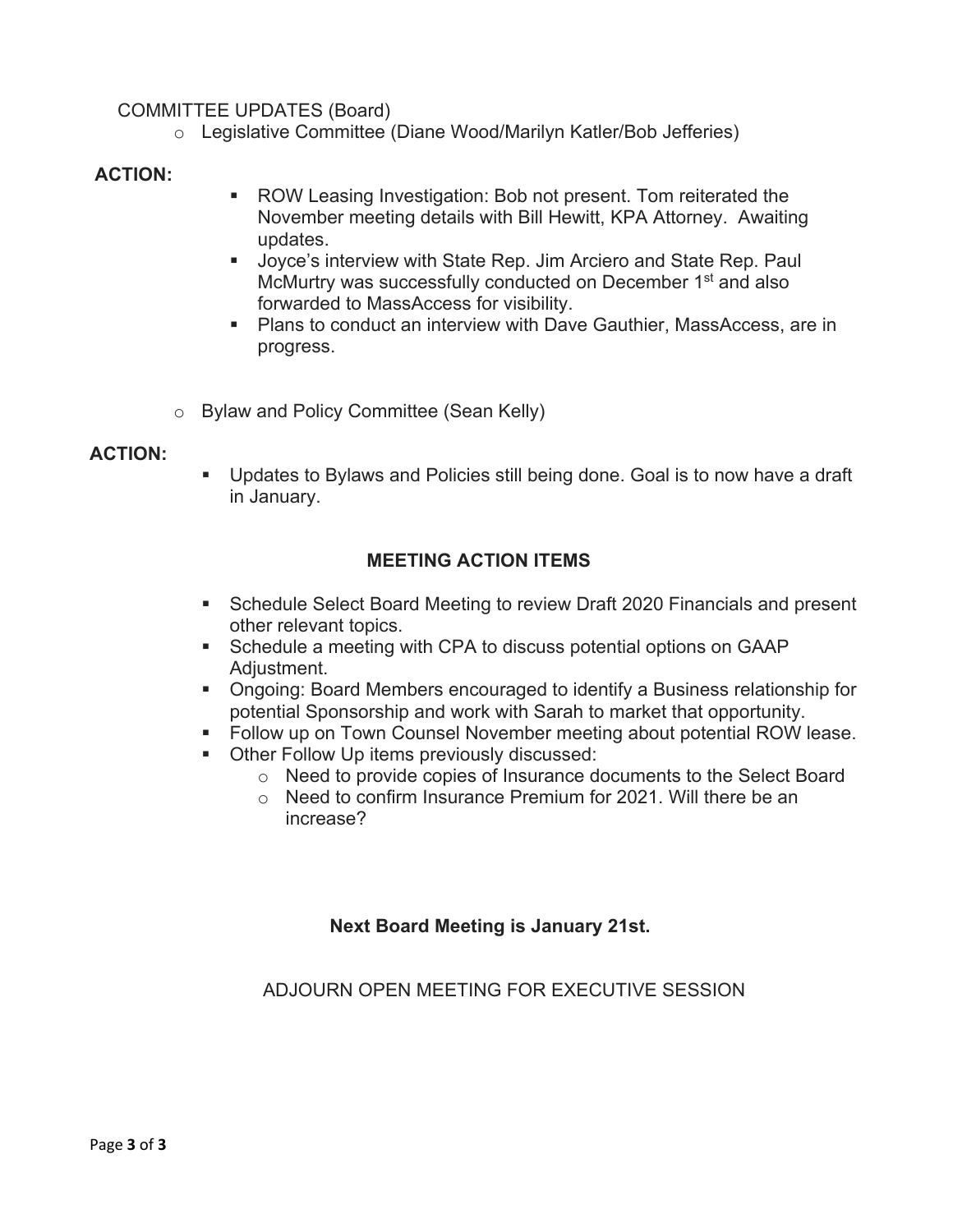COMMITTEE UPDATES (Board)

- Legislative Committee (Diane Wood/Marilyn Katler/Bob Jefferies)

**ACTION:**

- ROW Leasing Investigation: Bob not present. Tom reiterated the November meeting details with Bill Hewitt, KPA Attorney. Awaiting updates.
- Joyce's interview with State Rep. Jim Arciero and State Rep. Paul McMurtry was successfully conducted on December 1st and also forwarded to MassAccess for visibility.
- Plans to conduct an interview with Dave Gauthier, MassAccess, are in progress.

- Bylaw and Policy Committee (Sean Kelly)

**ACTION:**

- Updates to Bylaws and Policies still being done. Goal is to now have a draft in January.

**MEETING ACTION ITEMS**

- Schedule Select Board Meeting to review Draft 2020 Financials and present other relevant topics.
- Schedule a meeting with CPA to discuss potential options on GAAP Adjustment.
- Ongoing: Board Members encouraged to identify a Business relationship for potential Sponsorship and work with Sarah to market that opportunity.
- Follow up on Town Counsel November meeting about potential ROW lease.
- Other Follow Up items previously discussed:
  - Need to provide copies of Insurance documents to the Select Board
  - Need to confirm Insurance Premium for 2021. Will there be an increase?

**Next Board Meeting is January 21st.**

ADJOURN OPEN MEETING FOR EXECUTIVE SESSION